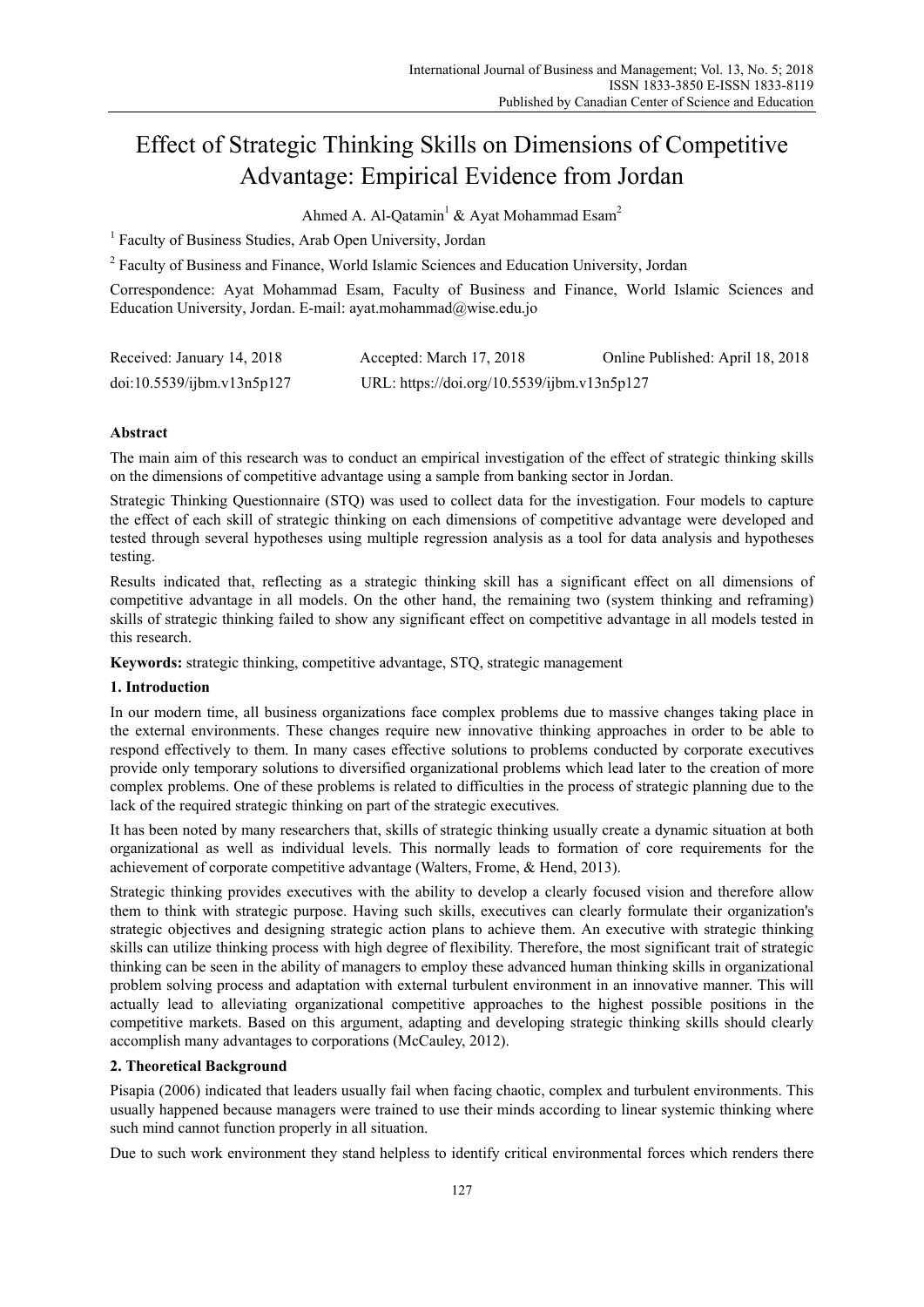# Effect of Strategic Thinking Skills on Dimensions of Competitive Advantage: Empirical Evidence from Jordan

Ahmed A. Al-Qatamin[1] & Ayat Mohammad Esam[2]

[1] Faculty of Business Studies, Arab Open University, Jordan

[2] Faculty of Business and Finance, World Islamic Sciences and Education University, Jordan

Correspondence: Ayat Mohammad Esam, Faculty of Business and Finance, World Islamic Sciences and Education University, Jordan. E-mail: ayat.mohammad@wise.edu.jo

Received: January 14, 2018　　Accepted: March 17, 2018　　Online Published: April 18, 2018

doi:10.5539/ijbm.v13n5p127　　URL: https://doi.org/10.5539/ijbm.v13n5p127

## Abstract

The main aim of this research was to conduct an empirical investigation of the effect of strategic thinking skills on the dimensions of competitive advantage using a sample from banking sector in Jordan.

Strategic Thinking Questionnaire (STQ) was used to collect data for the investigation. Four models to capture the effect of each skill of strategic thinking on each dimensions of competitive advantage were developed and tested through several hypotheses using multiple regression analysis as a tool for data analysis and hypotheses testing.

Results indicated that, reflecting as a strategic thinking skill has a significant effect on all dimensions of competitive advantage in all models. On the other hand, the remaining two (system thinking and reframing) skills of strategic thinking failed to show any significant effect on competitive advantage in all models tested in this research.

**Keywords:** strategic thinking, competitive advantage, STQ, strategic management

## 1. Introduction

In our modern time, all business organizations face complex problems due to massive changes taking place in the external environments. These changes require new innovative thinking approaches in order to be able to respond effectively to them. In many cases effective solutions to problems conducted by corporate executives provide only temporary solutions to diversified organizational problems which lead later to the creation of more complex problems. One of these problems is related to difficulties in the process of strategic planning due to the lack of the required strategic thinking on part of the strategic executives.

It has been noted by many researchers that, skills of strategic thinking usually create a dynamic situation at both organizational as well as individual levels. This normally leads to formation of core requirements for the achievement of corporate competitive advantage (Walters, Frome, & Hend, 2013).

Strategic thinking provides executives with the ability to develop a clearly focused vision and therefore allow them to think with strategic purpose. Having such skills, executives can clearly formulate their organization's strategic objectives and designing strategic action plans to achieve them. An executive with strategic thinking skills can utilize thinking process with high degree of flexibility. Therefore, the most significant trait of strategic thinking can be seen in the ability of managers to employ these advanced human thinking skills in organizational problem solving process and adaptation with external turbulent environment in an innovative manner. This will actually lead to alleviating organizational competitive approaches to the highest possible positions in the competitive markets. Based on this argument, adapting and developing strategic thinking skills should clearly accomplish many advantages to corporations (McCauley, 2012).

## 2. Theoretical Background

Pisapia (2006) indicated that leaders usually fail when facing chaotic, complex and turbulent environments. This usually happened because managers were trained to use their minds according to linear systemic thinking where such mind cannot function properly in all situation.

Due to such work environment they stand helpless to identify critical environmental forces which renders there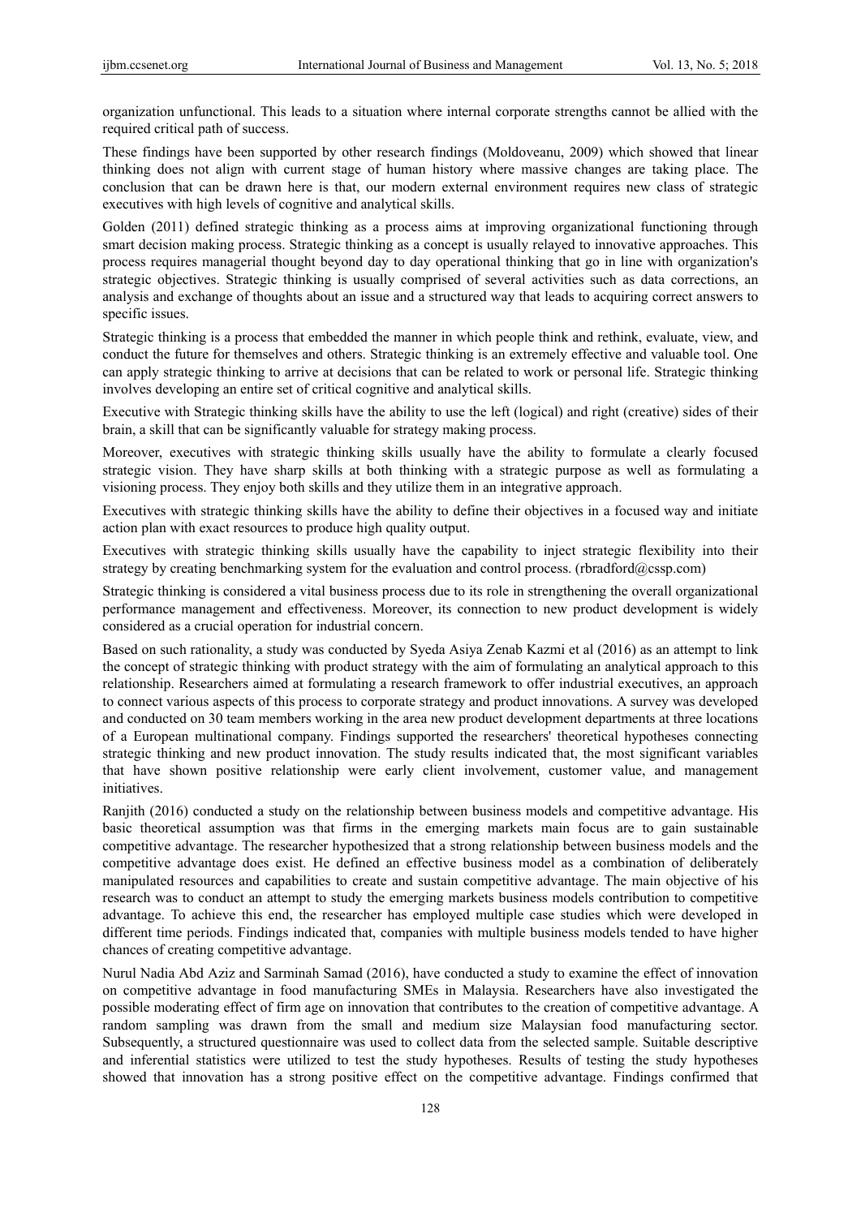organization unfunctional. This leads to a situation where internal corporate strengths cannot be allied with the required critical path of success.

These findings have been supported by other research findings (Moldoveanu, 2009) which showed that linear thinking does not align with current stage of human history where massive changes are taking place. The conclusion that can be drawn here is that, our modern external environment requires new class of strategic executives with high levels of cognitive and analytical skills.

Golden (2011) defined strategic thinking as a process aims at improving organizational functioning through smart decision making process. Strategic thinking as a concept is usually relayed to innovative approaches. This process requires managerial thought beyond day to day operational thinking that go in line with organization's strategic objectives. Strategic thinking is usually comprised of several activities such as data corrections, an analysis and exchange of thoughts about an issue and a structured way that leads to acquiring correct answers to specific issues.

Strategic thinking is a process that embedded the manner in which people think and rethink, evaluate, view, and conduct the future for themselves and others. Strategic thinking is an extremely effective and valuable tool. One can apply strategic thinking to arrive at decisions that can be related to work or personal life. Strategic thinking involves developing an entire set of critical cognitive and analytical skills.

Executive with Strategic thinking skills have the ability to use the left (logical) and right (creative) sides of their brain, a skill that can be significantly valuable for strategy making process.

Moreover, executives with strategic thinking skills usually have the ability to formulate a clearly focused strategic vision. They have sharp skills at both thinking with a strategic purpose as well as formulating a visioning process. They enjoy both skills and they utilize them in an integrative approach.

Executives with strategic thinking skills have the ability to define their objectives in a focused way and initiate action plan with exact resources to produce high quality output.

Executives with strategic thinking skills usually have the capability to inject strategic flexibility into their strategy by creating benchmarking system for the evaluation and control process. (rbradford@cssp.com)

Strategic thinking is considered a vital business process due to its role in strengthening the overall organizational performance management and effectiveness. Moreover, its connection to new product development is widely considered as a crucial operation for industrial concern.

Based on such rationality, a study was conducted by Syeda Asiya Zenab Kazmi et al (2016) as an attempt to link the concept of strategic thinking with product strategy with the aim of formulating an analytical approach to this relationship. Researchers aimed at formulating a research framework to offer industrial executives, an approach to connect various aspects of this process to corporate strategy and product innovations. A survey was developed and conducted on 30 team members working in the area new product development departments at three locations of a European multinational company. Findings supported the researchers' theoretical hypotheses connecting strategic thinking and new product innovation. The study results indicated that, the most significant variables that have shown positive relationship were early client involvement, customer value, and management initiatives.

Ranjith (2016) conducted a study on the relationship between business models and competitive advantage. His basic theoretical assumption was that firms in the emerging markets main focus are to gain sustainable competitive advantage. The researcher hypothesized that a strong relationship between business models and the competitive advantage does exist. He defined an effective business model as a combination of deliberately manipulated resources and capabilities to create and sustain competitive advantage. The main objective of his research was to conduct an attempt to study the emerging markets business models contribution to competitive advantage. To achieve this end, the researcher has employed multiple case studies which were developed in different time periods. Findings indicated that, companies with multiple business models tended to have higher chances of creating competitive advantage.

Nurul Nadia Abd Aziz and Sarminah Samad (2016), have conducted a study to examine the effect of innovation on competitive advantage in food manufacturing SMEs in Malaysia. Researchers have also investigated the possible moderating effect of firm age on innovation that contributes to the creation of competitive advantage. A random sampling was drawn from the small and medium size Malaysian food manufacturing sector. Subsequently, a structured questionnaire was used to collect data from the selected sample. Suitable descriptive and inferential statistics were utilized to test the study hypotheses. Results of testing the study hypotheses showed that innovation has a strong positive effect on the competitive advantage. Findings confirmed that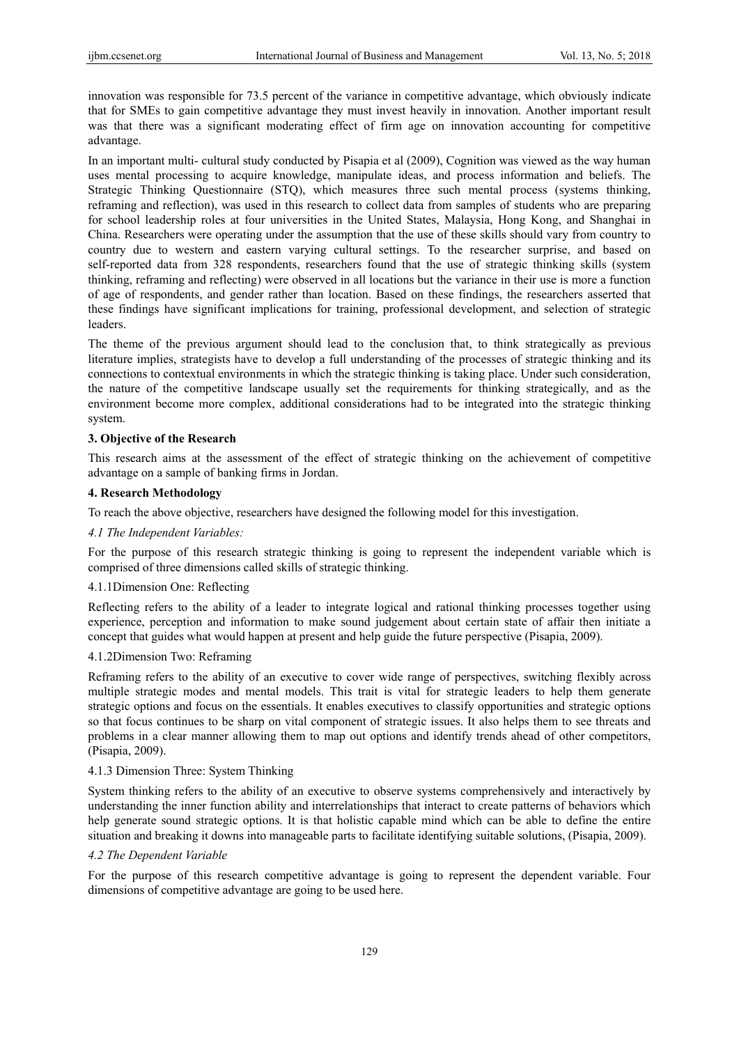innovation was responsible for 73.5 percent of the variance in competitive advantage, which obviously indicate that for SMEs to gain competitive advantage they must invest heavily in innovation. Another important result was that there was a significant moderating effect of firm age on innovation accounting for competitive advantage.

In an important multi- cultural study conducted by Pisapia et al (2009), Cognition was viewed as the way human uses mental processing to acquire knowledge, manipulate ideas, and process information and beliefs. The Strategic Thinking Questionnaire (STQ), which measures three such mental process (systems thinking, reframing and reflection), was used in this research to collect data from samples of students who are preparing for school leadership roles at four universities in the United States, Malaysia, Hong Kong, and Shanghai in China. Researchers were operating under the assumption that the use of these skills should vary from country to country due to western and eastern varying cultural settings. To the researcher surprise, and based on self-reported data from 328 respondents, researchers found that the use of strategic thinking skills (system thinking, reframing and reflecting) were observed in all locations but the variance in their use is more a function of age of respondents, and gender rather than location. Based on these findings, the researchers asserted that these findings have significant implications for training, professional development, and selection of strategic leaders.

The theme of the previous argument should lead to the conclusion that, to think strategically as previous literature implies, strategists have to develop a full understanding of the processes of strategic thinking and its connections to contextual environments in which the strategic thinking is taking place. Under such consideration, the nature of the competitive landscape usually set the requirements for thinking strategically, and as the environment become more complex, additional considerations had to be integrated into the strategic thinking system.

## 3. Objective of the Research

This research aims at the assessment of the effect of strategic thinking on the achievement of competitive advantage on a sample of banking firms in Jordan.

## 4. Research Methodology

To reach the above objective, researchers have designed the following model for this investigation.

### *4.1 The Independent Variables:*

For the purpose of this research strategic thinking is going to represent the independent variable which is comprised of three dimensions called skills of strategic thinking.

#### 4.1.1Dimension One: Reflecting

Reflecting refers to the ability of a leader to integrate logical and rational thinking processes together using experience, perception and information to make sound judgement about certain state of affair then initiate a concept that guides what would happen at present and help guide the future perspective (Pisapia, 2009).

#### 4.1.2Dimension Two: Reframing

Reframing refers to the ability of an executive to cover wide range of perspectives, switching flexibly across multiple strategic modes and mental models. This trait is vital for strategic leaders to help them generate strategic options and focus on the essentials. It enables executives to classify opportunities and strategic options so that focus continues to be sharp on vital component of strategic issues. It also helps them to see threats and problems in a clear manner allowing them to map out options and identify trends ahead of other competitors, (Pisapia, 2009).

#### 4.1.3 Dimension Three: System Thinking

System thinking refers to the ability of an executive to observe systems comprehensively and interactively by understanding the inner function ability and interrelationships that interact to create patterns of behaviors which help generate sound strategic options. It is that holistic capable mind which can be able to define the entire situation and breaking it downs into manageable parts to facilitate identifying suitable solutions, (Pisapia, 2009).

### *4.2 The Dependent Variable*

For the purpose of this research competitive advantage is going to represent the dependent variable. Four dimensions of competitive advantage are going to be used here.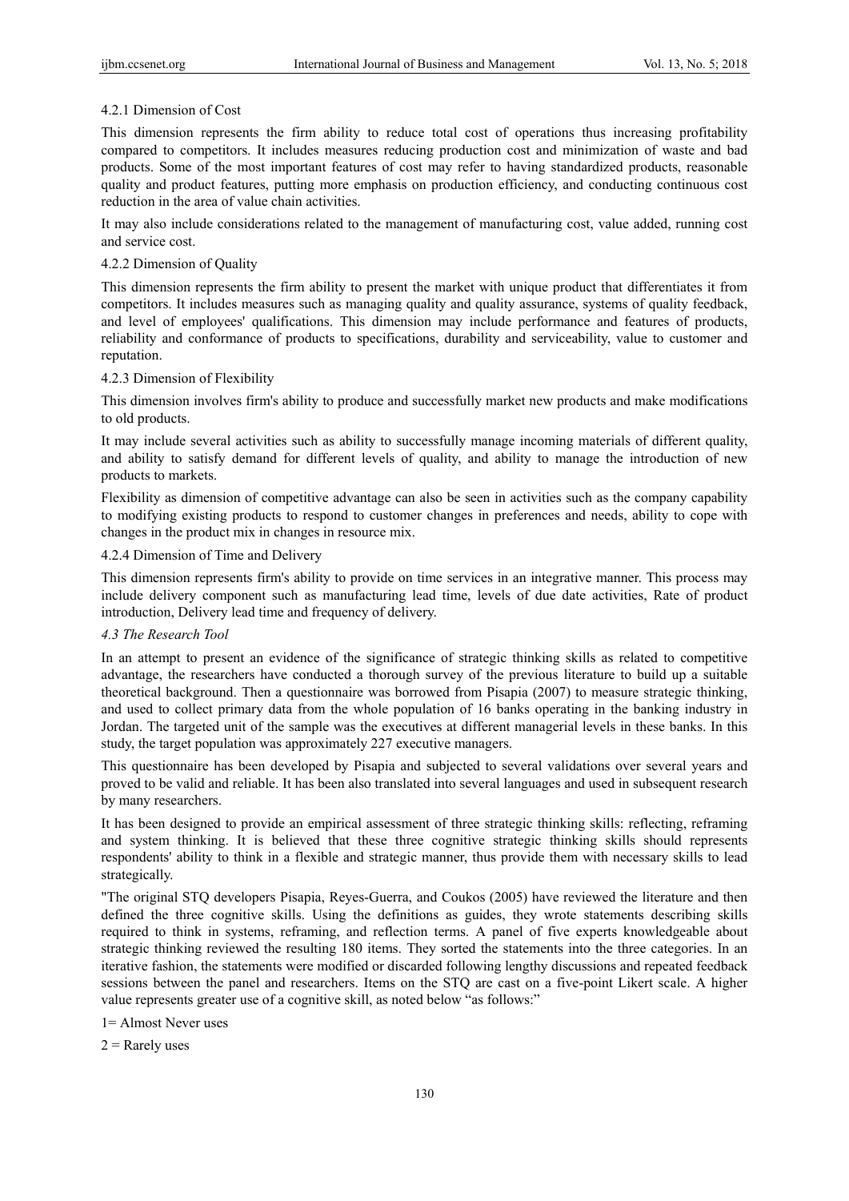#### 4.2.1 Dimension of Cost

This dimension represents the firm ability to reduce total cost of operations thus increasing profitability compared to competitors. It includes measures reducing production cost and minimization of waste and bad products. Some of the most important features of cost may refer to having standardized products, reasonable quality and product features, putting more emphasis on production efficiency, and conducting continuous cost reduction in the area of value chain activities.

It may also include considerations related to the management of manufacturing cost, value added, running cost and service cost.

#### 4.2.2 Dimension of Quality

This dimension represents the firm ability to present the market with unique product that differentiates it from competitors. It includes measures such as managing quality and quality assurance, systems of quality feedback, and level of employees' qualifications. This dimension may include performance and features of products, reliability and conformance of products to specifications, durability and serviceability, value to customer and reputation.

#### 4.2.3 Dimension of Flexibility

This dimension involves firm's ability to produce and successfully market new products and make modifications to old products.

It may include several activities such as ability to successfully manage incoming materials of different quality, and ability to satisfy demand for different levels of quality, and ability to manage the introduction of new products to markets.

Flexibility as dimension of competitive advantage can also be seen in activities such as the company capability to modifying existing products to respond to customer changes in preferences and needs, ability to cope with changes in the product mix in changes in resource mix.

#### 4.2.4 Dimension of Time and Delivery

This dimension represents firm's ability to provide on time services in an integrative manner. This process may include delivery component such as manufacturing lead time, levels of due date activities, Rate of product introduction, Delivery lead time and frequency of delivery.

### *4.3 The Research Tool*

In an attempt to present an evidence of the significance of strategic thinking skills as related to competitive advantage, the researchers have conducted a thorough survey of the previous literature to build up a suitable theoretical background. Then a questionnaire was borrowed from Pisapia (2007) to measure strategic thinking, and used to collect primary data from the whole population of 16 banks operating in the banking industry in Jordan. The targeted unit of the sample was the executives at different managerial levels in these banks. In this study, the target population was approximately 227 executive managers.

This questionnaire has been developed by Pisapia and subjected to several validations over several years and proved to be valid and reliable. It has been also translated into several languages and used in subsequent research by many researchers.

It has been designed to provide an empirical assessment of three strategic thinking skills: reflecting, reframing and system thinking. It is believed that these three cognitive strategic thinking skills should represents respondents' ability to think in a flexible and strategic manner, thus provide them with necessary skills to lead strategically.

"The original STQ developers Pisapia, Reyes-Guerra, and Coukos (2005) have reviewed the literature and then defined the three cognitive skills. Using the definitions as guides, they wrote statements describing skills required to think in systems, reframing, and reflection terms. A panel of five experts knowledgeable about strategic thinking reviewed the resulting 180 items. They sorted the statements into the three categories. In an iterative fashion, the statements were modified or discarded following lengthy discussions and repeated feedback sessions between the panel and researchers. Items on the STQ are cast on a five-point Likert scale. A higher value represents greater use of a cognitive skill, as noted below "as follows:"

1= Almost Never uses

2 = Rarely uses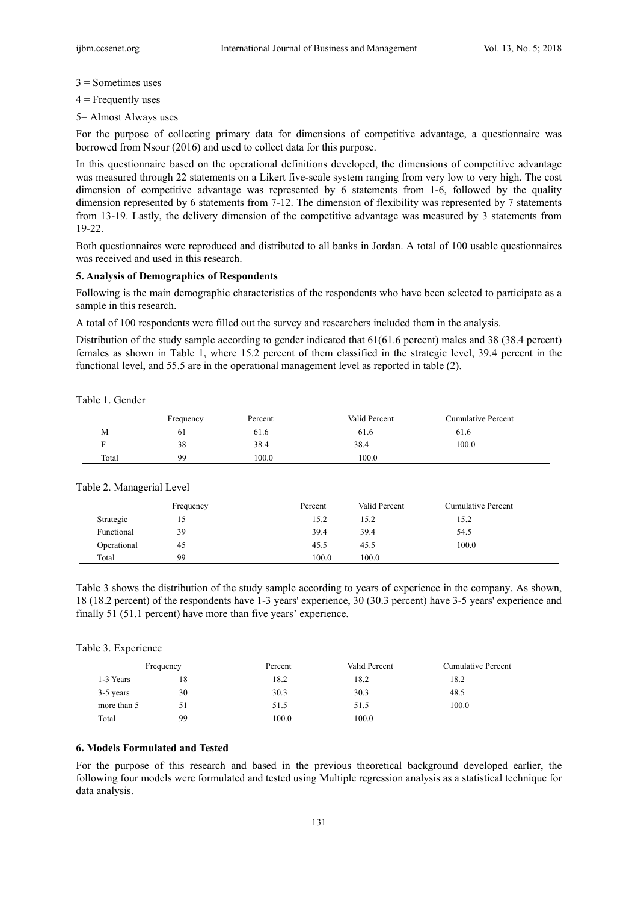3 = Sometimes uses

4 = Frequently uses

5= Almost Always uses

For the purpose of collecting primary data for dimensions of competitive advantage, a questionnaire was borrowed from Nsour (2016) and used to collect data for this purpose.

In this questionnaire based on the operational definitions developed, the dimensions of competitive advantage was measured through 22 statements on a Likert five-scale system ranging from very low to very high. The cost dimension of competitive advantage was represented by 6 statements from 1-6, followed by the quality dimension represented by 6 statements from 7-12. The dimension of flexibility was represented by 7 statements from 13-19. Lastly, the delivery dimension of the competitive advantage was measured by 3 statements from 19-22.

Both questionnaires were reproduced and distributed to all banks in Jordan. A total of 100 usable questionnaires was received and used in this research.

## 5. Analysis of Demographics of Respondents

Following is the main demographic characteristics of the respondents who have been selected to participate as a sample in this research.

A total of 100 respondents were filled out the survey and researchers included them in the analysis.

Distribution of the study sample according to gender indicated that 61(61.6 percent) males and 38 (38.4 percent) females as shown in Table 1, where 15.2 percent of them classified in the strategic level, 39.4 percent in the functional level, and 55.5 are in the operational management level as reported in table (2).

Table 1. Gender

| | Frequency | Percent | Valid Percent | Cumulative Percent |
|---|---|---|---|---|
| M | 61 | 61.6 | 61.6 | 61.6 |
| F | 38 | 38.4 | 38.4 | 100.0 |
| Total | 99 | 100.0 | 100.0 | |

Table 2. Managerial Level

| | Frequency | Percent | Valid Percent | Cumulative Percent |
|---|---|---|---|---|
| Strategic | 15 | 15.2 | 15.2 | 15.2 |
| Functional | 39 | 39.4 | 39.4 | 54.5 |
| Operational | 45 | 45.5 | 45.5 | 100.0 |
| Total | 99 | 100.0 | 100.0 | |

Table 3 shows the distribution of the study sample according to years of experience in the company. As shown, 18 (18.2 percent) of the respondents have 1-3 years' experience, 30 (30.3 percent) have 3-5 years' experience and finally 51 (51.1 percent) have more than five years' experience.

Table 3. Experience

| | Frequency | Percent | Valid Percent | Cumulative Percent |
|---|---|---|---|---|
| 1-3 Years | 18 | 18.2 | 18.2 | 18.2 |
| 3-5 years | 30 | 30.3 | 30.3 | 48.5 |
| more than 5 | 51 | 51.5 | 51.5 | 100.0 |
| Total | 99 | 100.0 | 100.0 | |

## 6. Models Formulated and Tested

For the purpose of this research and based in the previous theoretical background developed earlier, the following four models were formulated and tested using Multiple regression analysis as a statistical technique for data analysis.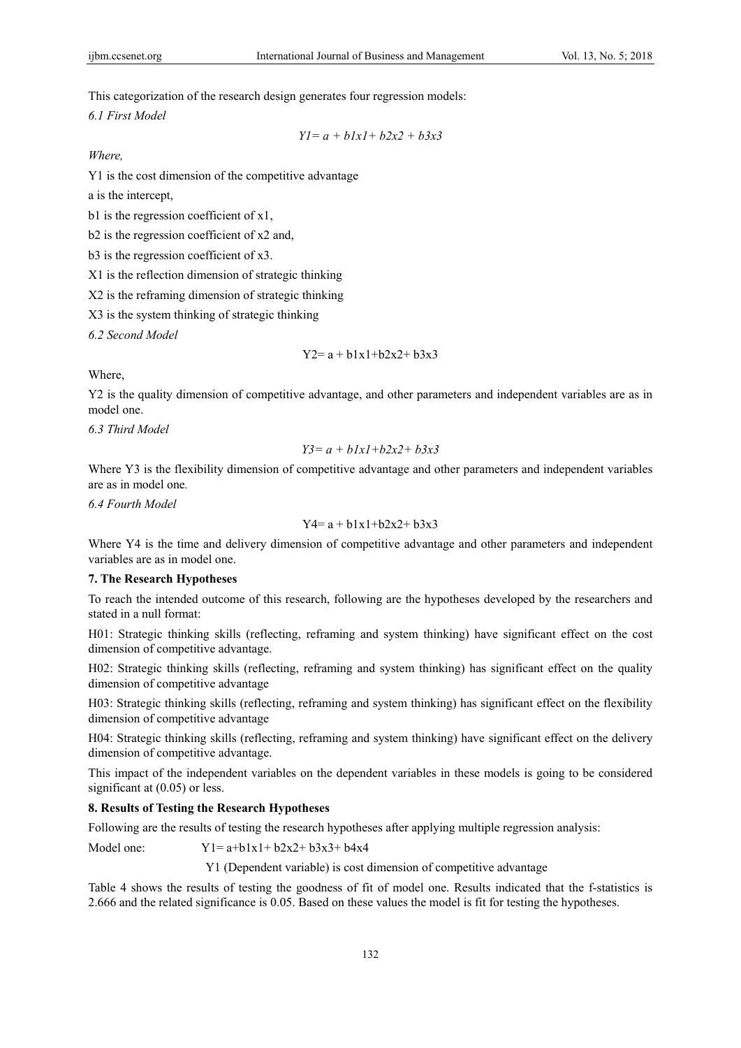This categorization of the research design generates four regression models:

### *6.1 First Model*

$$Y1 = a + b1x1 + b2x2 + b3x3$$

*Where,*

Y1 is the cost dimension of the competitive advantage

a is the intercept,

b1 is the regression coefficient of x1,

b2 is the regression coefficient of x2 and,

b3 is the regression coefficient of x3.

X1 is the reflection dimension of strategic thinking

X2 is the reframing dimension of strategic thinking

X3 is the system thinking of strategic thinking

### *6.2 Second Model*

$$Y2 = a + b1x1 + b2x2 + b3x3$$

Where,

Y2 is the quality dimension of competitive advantage, and other parameters and independent variables are as in model one.

### *6.3 Third Model*

$$Y3 = a + b1x1 + b2x2 + b3x3$$

Where Y3 is the flexibility dimension of competitive advantage and other parameters and independent variables are as in model one.

### *6.4 Fourth Model*

$$Y4 = a + b1x1 + b2x2 + b3x3$$

Where Y4 is the time and delivery dimension of competitive advantage and other parameters and independent variables are as in model one.

## 7. The Research Hypotheses

To reach the intended outcome of this research, following are the hypotheses developed by the researchers and stated in a null format:

H01: Strategic thinking skills (reflecting, reframing and system thinking) have significant effect on the cost dimension of competitive advantage.

H02: Strategic thinking skills (reflecting, reframing and system thinking) has significant effect on the quality dimension of competitive advantage

H03: Strategic thinking skills (reflecting, reframing and system thinking) has significant effect on the flexibility dimension of competitive advantage

H04: Strategic thinking skills (reflecting, reframing and system thinking) have significant effect on the delivery dimension of competitive advantage.

This impact of the independent variables on the dependent variables in these models is going to be considered significant at (0.05) or less.

## 8. Results of Testing the Research Hypotheses

Following are the results of testing the research hypotheses after applying multiple regression analysis:

Model one: $Y1 = a + b1x1 + b2x2 + b3x3 + b4x4$

Y1 (Dependent variable) is cost dimension of competitive advantage

Table 4 shows the results of testing the goodness of fit of model one. Results indicated that the f-statistics is 2.666 and the related significance is 0.05. Based on these values the model is fit for testing the hypotheses.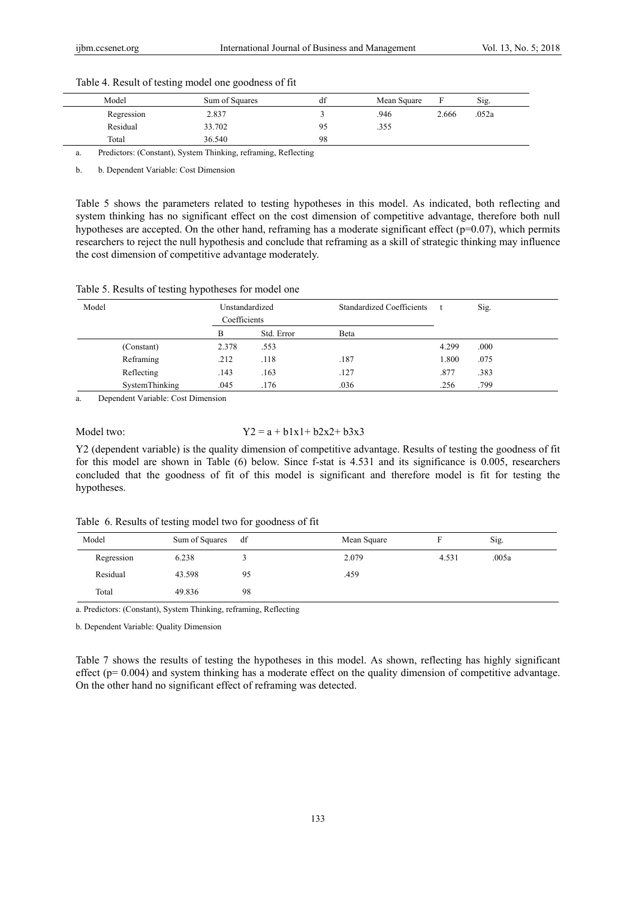Table 4. Result of testing model one goodness of fit

| Model | Sum of Squares | df | Mean Square | F | Sig. |
|---|---|---|---|---|---|
| Regression | 2.837 | 3 | .946 | 2.666 | .052a |
| Residual | 33.702 | 95 | .355 | | |
| Total | 36.540 | 98 | | | |

a. Predictors: (Constant), System Thinking, reframing, Reflecting

b. b. Dependent Variable: Cost Dimension

Table 5 shows the parameters related to testing hypotheses in this model. As indicated, both reflecting and system thinking has no significant effect on the cost dimension of competitive advantage, therefore both null hypotheses are accepted. On the other hand, reframing has a moderate significant effect ($p=0.07$), which permits researchers to reject the null hypothesis and conclude that reframing as a skill of strategic thinking may influence the cost dimension of competitive advantage moderately.

Table 5. Results of testing hypotheses for model one

| Model | Unstandardized Coefficients | | Standardized Coefficients | t | Sig. |
|---|---|---|---|---|---|
| | B | Std. Error | Beta | | |
| (Constant) | 2.378 | .553 | | 4.299 | .000 |
| Reframing | .212 | .118 | .187 | 1.800 | .075 |
| Reflecting | .143 | .163 | .127 | .877 | .383 |
| SystemThinking | .045 | .176 | .036 | .256 | .799 |

a. Dependent Variable: Cost Dimension

Model two:

$$Y2 = a + b1x1 + b2x2 + b3x3$$

Y2 (dependent variable) is the quality dimension of competitive advantage. Results of testing the goodness of fit for this model are shown in Table (6) below. Since f-stat is 4.531 and its significance is 0.005, researchers concluded that the goodness of fit of this model is significant and therefore model is fit for testing the hypotheses.

Table 6. Results of testing model two for goodness of fit

| Model | Sum of Squares | df | Mean Square | F | Sig. |
|---|---|---|---|---|---|
| Regression | 6.238 | 3 | 2.079 | 4.531 | .005a |
| Residual | 43.598 | 95 | .459 | | |
| Total | 49.836 | 98 | | | |

a. Predictors: (Constant), System Thinking, reframing, Reflecting

b. Dependent Variable: Quality Dimension

Table 7 shows the results of testing the hypotheses in this model. As shown, reflecting has highly significant effect ($p= 0.004$) and system thinking has a moderate effect on the quality dimension of competitive advantage. On the other hand no significant effect of reframing was detected.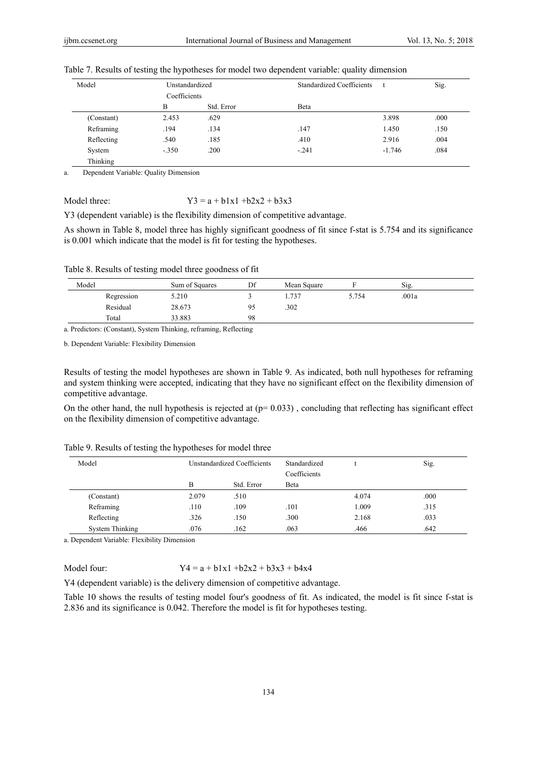Table 7. Results of testing the hypotheses for model two dependent variable: quality dimension

| Model | Unstandardized Coefficients | | Standardized Coefficients | t | Sig. |
|---|---|---|---|---|---|
| | B | Std. Error | Beta | | |
| (Constant) | 2.453 | .629 | | 3.898 | .000 |
| Reframing | .194 | .134 | .147 | 1.450 | .150 |
| Reflecting | .540 | .185 | .410 | 2.916 | .004 |
| System Thinking | -.350 | .200 | -.241 | -1.746 | .084 |

a. Dependent Variable: Quality Dimension

Model three: $Y3 = a + b1x1 + b2x2 + b3x3$

Y3 (dependent variable) is the flexibility dimension of competitive advantage.

As shown in Table 8, model three has highly significant goodness of fit since f-stat is 5.754 and its significance is 0.001 which indicate that the model is fit for testing the hypotheses.

Table 8. Results of testing model three goodness of fit

| Model | Sum of Squares | Df | Mean Square | F | Sig. |
|---|---|---|---|---|---|
| Regression | 5.210 | 3 | 1.737 | 5.754 | .001a |
| Residual | 28.673 | 95 | .302 | | |
| Total | 33.883 | 98 | | | |

a. Predictors: (Constant), System Thinking, reframing, Reflecting

b. Dependent Variable: Flexibility Dimension

Results of testing the model hypotheses are shown in Table 9. As indicated, both null hypotheses for reframing and system thinking were accepted, indicating that they have no significant effect on the flexibility dimension of competitive advantage.

On the other hand, the null hypothesis is rejected at ($p= 0.033$) , concluding that reflecting has significant effect on the flexibility dimension of competitive advantage.

Table 9. Results of testing the hypotheses for model three

| Model | Unstandardized Coefficients | | Standardized Coefficients | t | Sig. |
|---|---|---|---|---|---|
| | B | Std. Error | Beta | | |
| (Constant) | 2.079 | .510 | | 4.074 | .000 |
| Reframing | .110 | .109 | .101 | 1.009 | .315 |
| Reflecting | .326 | .150 | .300 | 2.168 | .033 |
| System Thinking | .076 | .162 | .063 | .466 | .642 |

a. Dependent Variable: Flexibility Dimension

Model four: $Y4 = a + b1x1 + b2x2 + b3x3 + b4x4$

Y4 (dependent variable) is the delivery dimension of competitive advantage.

Table 10 shows the results of testing model four's goodness of fit. As indicated, the model is fit since f-stat is 2.836 and its significance is 0.042. Therefore the model is fit for hypotheses testing.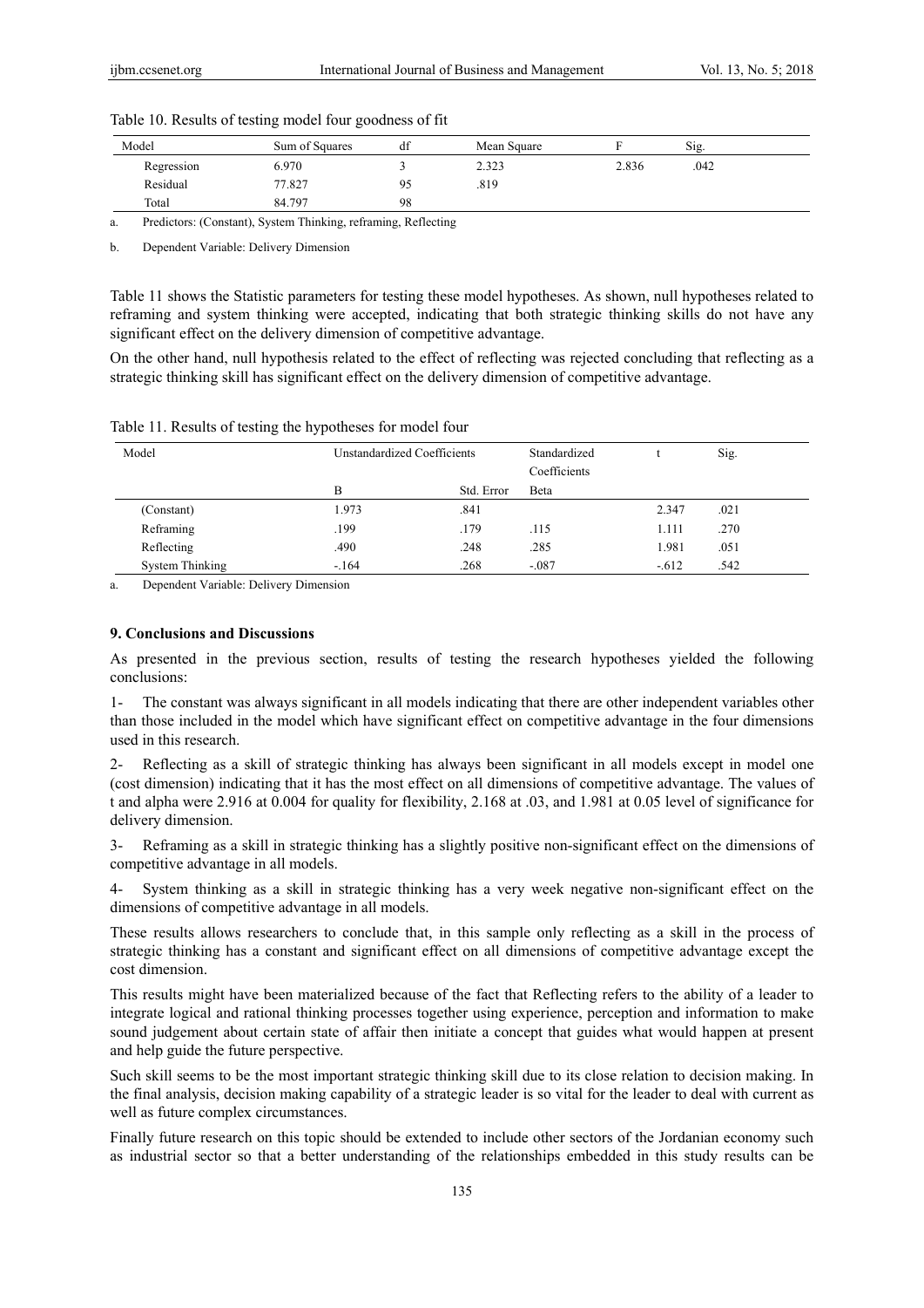Table 10. Results of testing model four goodness of fit

| Model | Sum of Squares | df | Mean Square | F | Sig. |
|---|---|---|---|---|---|
| Regression | 6.970 | 3 | 2.323 | 2.836 | .042 |
| Residual | 77.827 | 95 | .819 | | |
| Total | 84.797 | 98 | | | |

a. Predictors: (Constant), System Thinking, reframing, Reflecting

b. Dependent Variable: Delivery Dimension

Table 11 shows the Statistic parameters for testing these model hypotheses. As shown, null hypotheses related to reframing and system thinking were accepted, indicating that both strategic thinking skills do not have any significant effect on the delivery dimension of competitive advantage.

On the other hand, null hypothesis related to the effect of reflecting was rejected concluding that reflecting as a strategic thinking skill has significant effect on the delivery dimension of competitive advantage.

Table 11. Results of testing the hypotheses for model four

| Model | Unstandardized Coefficients | | Standardized Coefficients | t | Sig. |
|---|---|---|---|---|---|
| | B | Std. Error | Beta | | |
| (Constant) | 1.973 | .841 | | 2.347 | .021 |
| Reframing | .199 | .179 | .115 | 1.111 | .270 |
| Reflecting | .490 | .248 | .285 | 1.981 | .051 |
| System Thinking | -.164 | .268 | -.087 | -.612 | .542 |

a. Dependent Variable: Delivery Dimension

### 9. Conclusions and Discussions

As presented in the previous section, results of testing the research hypotheses yielded the following conclusions:

1- The constant was always significant in all models indicating that there are other independent variables other than those included in the model which have significant effect on competitive advantage in the four dimensions used in this research.

2- Reflecting as a skill of strategic thinking has always been significant in all models except in model one (cost dimension) indicating that it has the most effect on all dimensions of competitive advantage. The values of t and alpha were 2.916 at 0.004 for quality for flexibility, 2.168 at .03, and 1.981 at 0.05 level of significance for delivery dimension.

3- Reframing as a skill in strategic thinking has a slightly positive non-significant effect on the dimensions of competitive advantage in all models.

4- System thinking as a skill in strategic thinking has a very week negative non-significant effect on the dimensions of competitive advantage in all models.

These results allows researchers to conclude that, in this sample only reflecting as a skill in the process of strategic thinking has a constant and significant effect on all dimensions of competitive advantage except the cost dimension.

This results might have been materialized because of the fact that Reflecting refers to the ability of a leader to integrate logical and rational thinking processes together using experience, perception and information to make sound judgement about certain state of affair then initiate a concept that guides what would happen at present and help guide the future perspective.

Such skill seems to be the most important strategic thinking skill due to its close relation to decision making. In the final analysis, decision making capability of a strategic leader is so vital for the leader to deal with current as well as future complex circumstances.

Finally future research on this topic should be extended to include other sectors of the Jordanian economy such as industrial sector so that a better understanding of the relationships embedded in this study results can be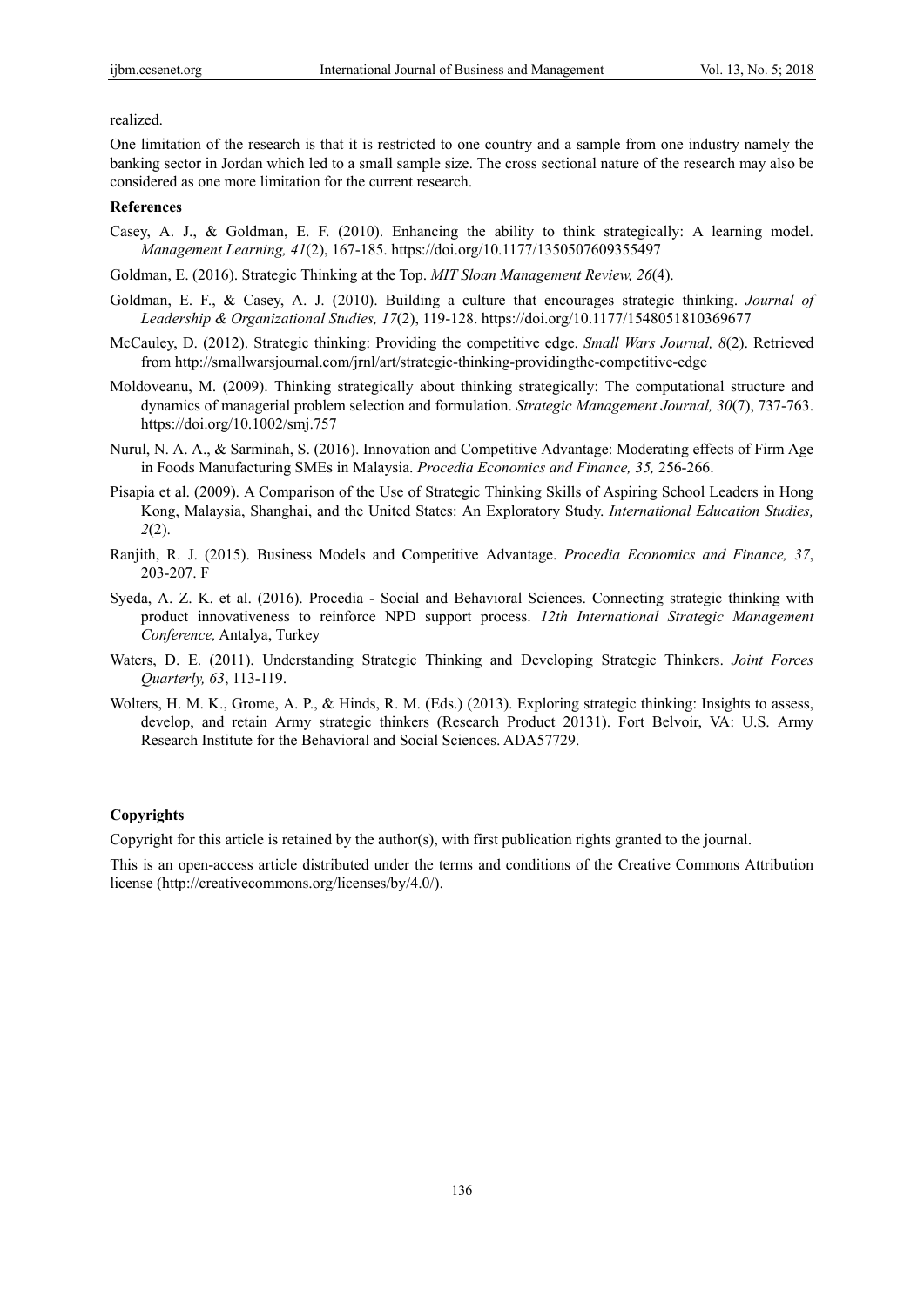realized.

One limitation of the research is that it is restricted to one country and a sample from one industry namely the banking sector in Jordan which led to a small sample size. The cross sectional nature of the research may also be considered as one more limitation for the current research.

**References**

Casey, A. J., & Goldman, E. F. (2010). Enhancing the ability to think strategically: A learning model. *Management Learning, 41*(2), 167-185. https://doi.org/10.1177/1350507609355497

Goldman, E. (2016). Strategic Thinking at the Top. *MIT Sloan Management Review, 26*(4).

Goldman, E. F., & Casey, A. J. (2010). Building a culture that encourages strategic thinking. *Journal of Leadership & Organizational Studies, 17*(2), 119-128. https://doi.org/10.1177/1548051810369677

McCauley, D. (2012). Strategic thinking: Providing the competitive edge. *Small Wars Journal, 8*(2). Retrieved from http://smallwarsjournal.com/jrnl/art/strategic-thinking-providingthe-competitive-edge

Moldoveanu, M. (2009). Thinking strategically about thinking strategically: The computational structure and dynamics of managerial problem selection and formulation. *Strategic Management Journal, 30*(7), 737-763. https://doi.org/10.1002/smj.757

Nurul, N. A. A., & Sarminah, S. (2016). Innovation and Competitive Advantage: Moderating effects of Firm Age in Foods Manufacturing SMEs in Malaysia. *Procedia Economics and Finance, 35,* 256-266.

Pisapia et al. (2009). A Comparison of the Use of Strategic Thinking Skills of Aspiring School Leaders in Hong Kong, Malaysia, Shanghai, and the United States: An Exploratory Study. *International Education Studies, 2*(2).

Ranjith, R. J. (2015). Business Models and Competitive Advantage. *Procedia Economics and Finance, 37*, 203-207. F

Syeda, A. Z. K. et al. (2016). Procedia - Social and Behavioral Sciences. Connecting strategic thinking with product innovativeness to reinforce NPD support process. *12th International Strategic Management Conference,* Antalya, Turkey

Waters, D. E. (2011). Understanding Strategic Thinking and Developing Strategic Thinkers. *Joint Forces Quarterly, 63*, 113-119.

Wolters, H. M. K., Grome, A. P., & Hinds, R. M. (Eds.) (2013). Exploring strategic thinking: Insights to assess, develop, and retain Army strategic thinkers (Research Product 20131). Fort Belvoir, VA: U.S. Army Research Institute for the Behavioral and Social Sciences. ADA57729.

**Copyrights**

Copyright for this article is retained by the author(s), with first publication rights granted to the journal.

This is an open-access article distributed under the terms and conditions of the Creative Commons Attribution license (http://creativecommons.org/licenses/by/4.0/).